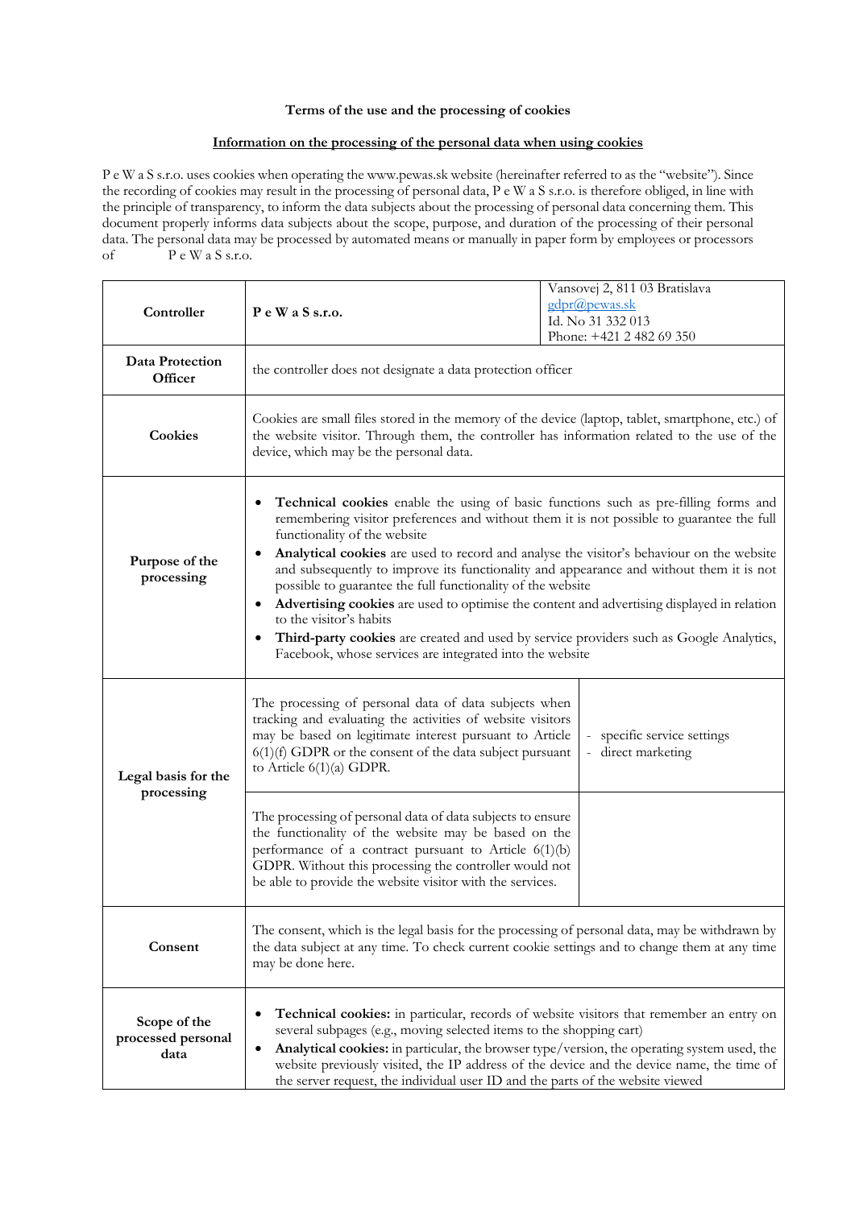**Terms of the use and the processing of cookies**

**Information on the processing of the personal data when using cookies**

P e W a S s.r.o. uses cookies when operating the www.pewas.sk website (hereinafter referred to as the "website"). Since the recording of cookies may result in the processing of personal data, P e W a S s.r.o. is therefore obliged, in line with the principle of transparency, to inform the data subjects about the processing of personal data concerning them. This document properly informs data subjects about the scope, purpose, and duration of the processing of their personal data. The personal data may be processed by automated means or manually in paper form by employees or processors of P e W a S s.r.o.

| | | |
|---|---|---|
| **Controller** | **P e W a S s.r.o.** | Vansovej 2, 811 03 Bratislava<br>gdpr@pewas.sk<br>Id. No 31 332 013<br>Phone: +421 2 482 69 350 |
| **Data Protection Officer** | the controller does not designate a data protection officer | |
| **Cookies** | Cookies are small files stored in the memory of the device (laptop, tablet, smartphone, etc.) of the website visitor. Through them, the controller has information related to the use of the device, which may be the personal data. | |
| **Purpose of the processing** | • **Technical cookies** enable the using of basic functions such as pre-filling forms and remembering visitor preferences and without them it is not possible to guarantee the full functionality of the website<br>• **Analytical cookies** are used to record and analyse the visitor's behaviour on the website and subsequently to improve its functionality and appearance and without them it is not possible to guarantee the full functionality of the website<br>• **Advertising cookies** are used to optimise the content and advertising displayed in relation to the visitor's habits<br>• **Third-party cookies** are created and used by service providers such as Google Analytics, Facebook, whose services are integrated into the website | |
| **Legal basis for the processing** | The processing of personal data of data subjects when tracking and evaluating the activities of website visitors may be based on legitimate interest pursuant to Article 6(1)(f) GDPR or the consent of the data subject pursuant to Article 6(1)(a) GDPR. | - specific service settings<br>- direct marketing |
| | The processing of personal data of data subjects to ensure the functionality of the website may be based on the performance of a contract pursuant to Article 6(1)(b) GDPR. Without this processing the controller would not be able to provide the website visitor with the services. | |
| **Consent** | The consent, which is the legal basis for the processing of personal data, may be withdrawn by the data subject at any time. To check current cookie settings and to change them at any time may be done here. | |
| **Scope of the processed personal data** | • **Technical cookies:** in particular, records of website visitors that remember an entry on several subpages (e.g., moving selected items to the shopping cart)<br>• **Analytical cookies:** in particular, the browser type/version, the operating system used, the website previously visited, the IP address of the device and the device name, the time of the server request, the individual user ID and the parts of the website viewed | |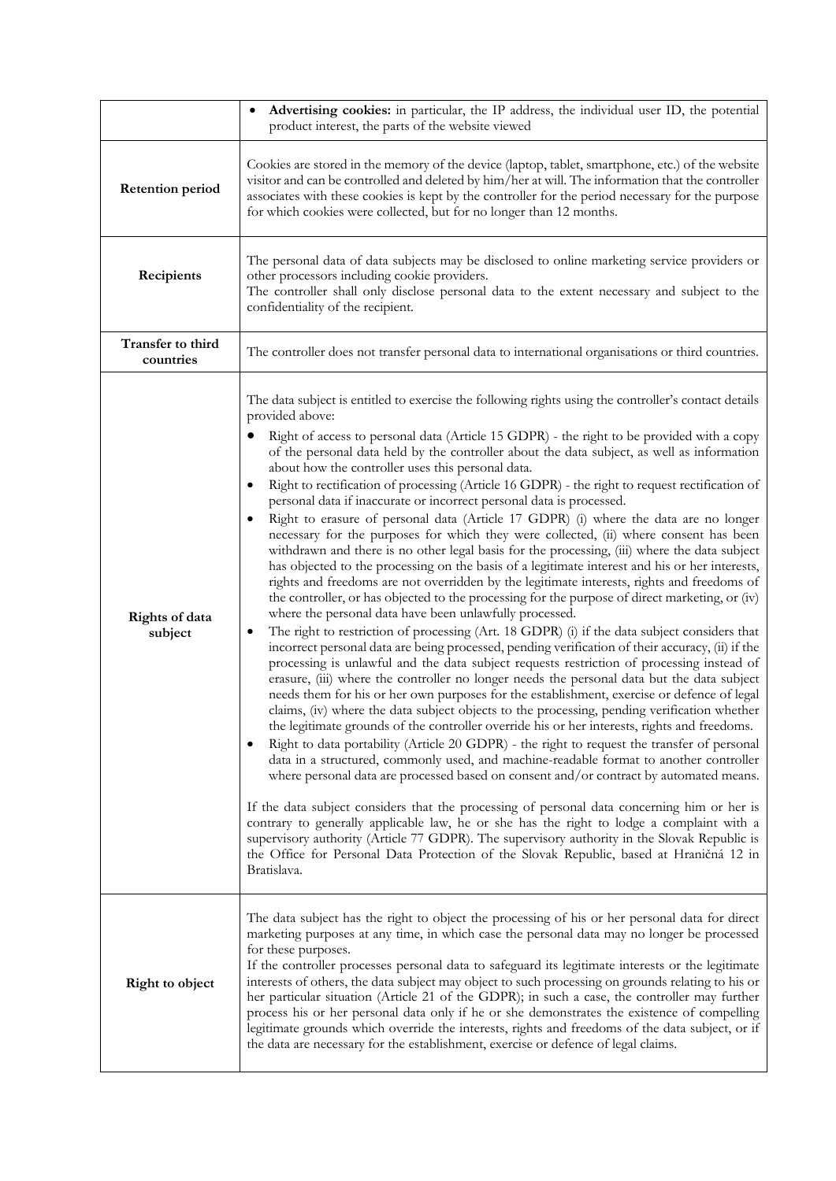| | |
|---|---|
| | • **Advertising cookies:** in particular, the IP address, the individual user ID, the potential product interest, the parts of the website viewed |
| **Retention period** | Cookies are stored in the memory of the device (laptop, tablet, smartphone, etc.) of the website visitor and can be controlled and deleted by him/her at will. The information that the controller associates with these cookies is kept by the controller for the period necessary for the purpose for which cookies were collected, but for no longer than 12 months. |
| **Recipients** | The personal data of data subjects may be disclosed to online marketing service providers or other processors including cookie providers.<br>The controller shall only disclose personal data to the extent necessary and subject to the confidentiality of the recipient. |
| **Transfer to third countries** | The controller does not transfer personal data to international organisations or third countries. |
| **Rights of data subject** | The data subject is entitled to exercise the following rights using the controller's contact details provided above:<br>• Right of access to personal data (Article 15 GDPR) - the right to be provided with a copy of the personal data held by the controller about the data subject, as well as information about how the controller uses this personal data.<br>• Right to rectification of processing (Article 16 GDPR) - the right to request rectification of personal data if inaccurate or incorrect personal data is processed.<br>• Right to erasure of personal data (Article 17 GDPR) (i) where the data are no longer necessary for the purposes for which they were collected, (ii) where consent has been withdrawn and there is no other legal basis for the processing, (iii) where the data subject has objected to the processing on the basis of a legitimate interest and his or her interests, rights and freedoms are not overridden by the legitimate interests, rights and freedoms of the controller, or has objected to the processing for the purpose of direct marketing, or (iv) where the personal data have been unlawfully processed.<br>• The right to restriction of processing (Art. 18 GDPR) (i) if the data subject considers that incorrect personal data are being processed, pending verification of their accuracy, (ii) if the processing is unlawful and the data subject requests restriction of processing instead of erasure, (iii) where the controller no longer needs the personal data but the data subject needs them for his or her own purposes for the establishment, exercise or defence of legal claims, (iv) where the data subject objects to the processing, pending verification whether the legitimate grounds of the controller override his or her interests, rights and freedoms.<br>• Right to data portability (Article 20 GDPR) - the right to request the transfer of personal data in a structured, commonly used, and machine-readable format to another controller where personal data are processed based on consent and/or contract by automated means.<br><br>If the data subject considers that the processing of personal data concerning him or her is contrary to generally applicable law, he or she has the right to lodge a complaint with a supervisory authority (Article 77 GDPR). The supervisory authority in the Slovak Republic is the Office for Personal Data Protection of the Slovak Republic, based at Hraničná 12 in Bratislava. |
| **Right to object** | The data subject has the right to object the processing of his or her personal data for direct marketing purposes at any time, in which case the personal data may no longer be processed for these purposes.<br>If the controller processes personal data to safeguard its legitimate interests or the legitimate interests of others, the data subject may object to such processing on grounds relating to his or her particular situation (Article 21 of the GDPR); in such a case, the controller may further process his or her personal data only if he or she demonstrates the existence of compelling legitimate grounds which override the interests, rights and freedoms of the data subject, or if the data are necessary for the establishment, exercise or defence of legal claims. |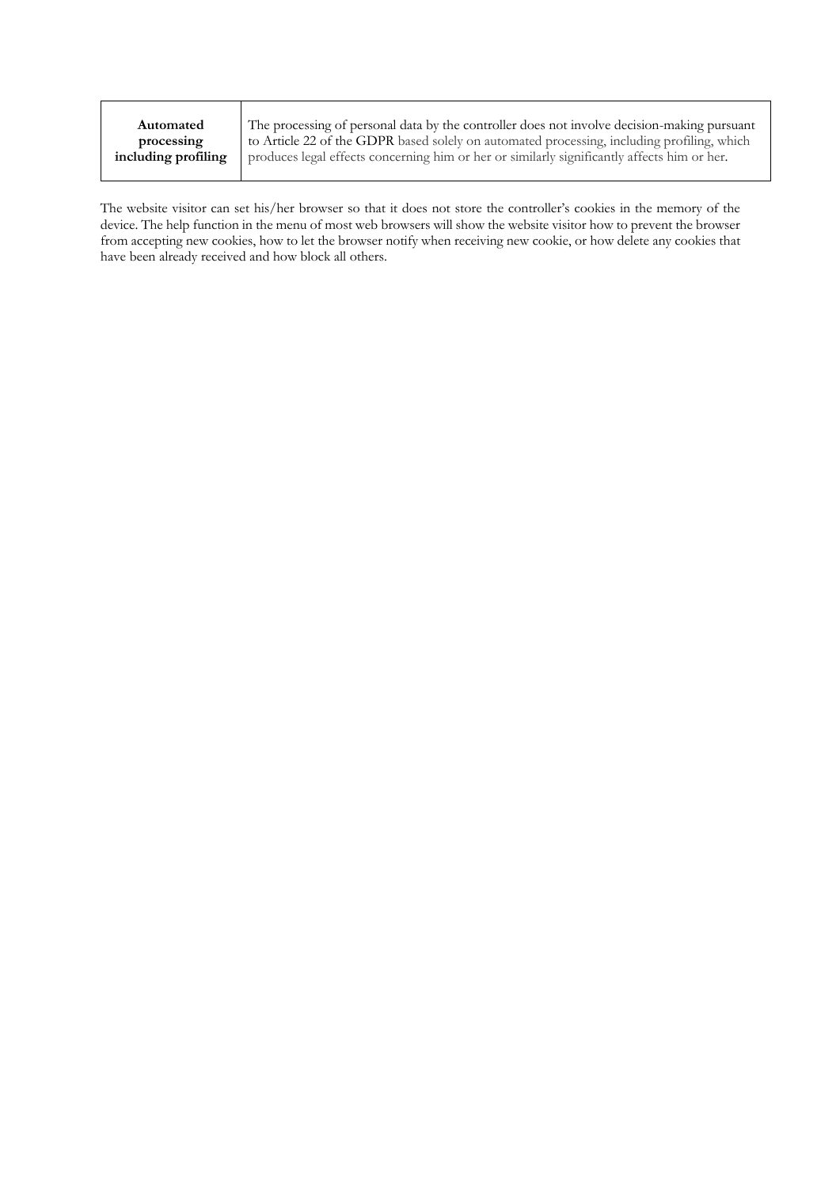| | |
|---|---|
| **Automated processing including profiling** | The processing of personal data by the controller does not involve decision-making pursuant to Article 22 of the GDPR based solely on automated processing, including profiling, which produces legal effects concerning him or her or similarly significantly affects him or her. |

The website visitor can set his/her browser so that it does not store the controller's cookies in the memory of the device. The help function in the menu of most web browsers will show the website visitor how to prevent the browser from accepting new cookies, how to let the browser notify when receiving new cookie, or how delete any cookies that have been already received and how block all others.